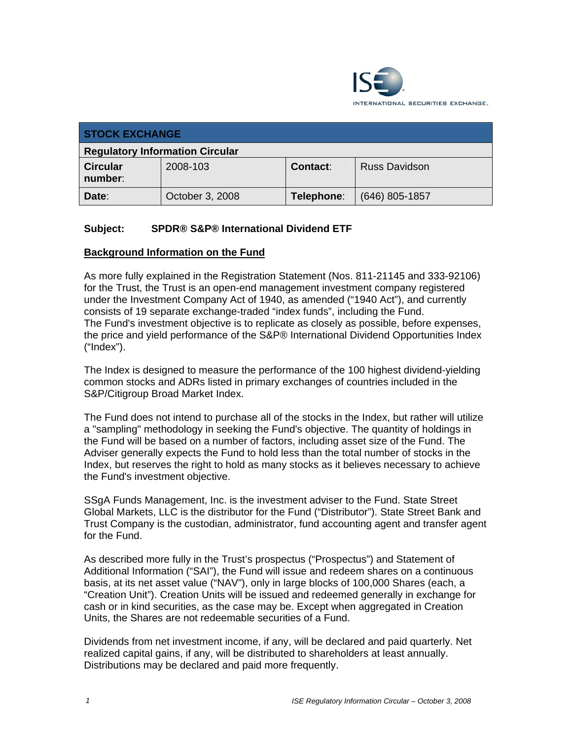INTERNATIONAL SECURITIES EXCHANGE.

| STOCK EXCHANGE | | | |
|---|---|---|---|
| **Regulatory Information Circular** | | | |
| **Circular number**: | 2008-103 | **Contact**: | Russ Davidson |
| **Date**: | October 3, 2008 | **Telephone**: | (646) 805-1857 |

**Subject: SPDR® S&P® International Dividend ETF**

**Background Information on the Fund**

As more fully explained in the Registration Statement (Nos. 811-21145 and 333-92106) for the Trust, the Trust is an open-end management investment company registered under the Investment Company Act of 1940, as amended ("1940 Act"), and currently consists of 19 separate exchange-traded "index funds", including the Fund. The Fund's investment objective is to replicate as closely as possible, before expenses, the price and yield performance of the S&P® International Dividend Opportunities Index ("Index").

The Index is designed to measure the performance of the 100 highest dividend-yielding common stocks and ADRs listed in primary exchanges of countries included in the S&P/Citigroup Broad Market Index.

The Fund does not intend to purchase all of the stocks in the Index, but rather will utilize a "sampling" methodology in seeking the Fund's objective. The quantity of holdings in the Fund will be based on a number of factors, including asset size of the Fund. The Adviser generally expects the Fund to hold less than the total number of stocks in the Index, but reserves the right to hold as many stocks as it believes necessary to achieve the Fund's investment objective.

SSgA Funds Management, Inc. is the investment adviser to the Fund. State Street Global Markets, LLC is the distributor for the Fund ("Distributor"). State Street Bank and Trust Company is the custodian, administrator, fund accounting agent and transfer agent for the Fund.

As described more fully in the Trust's prospectus ("Prospectus") and Statement of Additional Information ("SAI"), the Fund will issue and redeem shares on a continuous basis, at its net asset value ("NAV"), only in large blocks of 100,000 Shares (each, a "Creation Unit"). Creation Units will be issued and redeemed generally in exchange for cash or in kind securities, as the case may be. Except when aggregated in Creation Units, the Shares are not redeemable securities of a Fund.

Dividends from net investment income, if any, will be declared and paid quarterly. Net realized capital gains, if any, will be distributed to shareholders at least annually. Distributions may be declared and paid more frequently.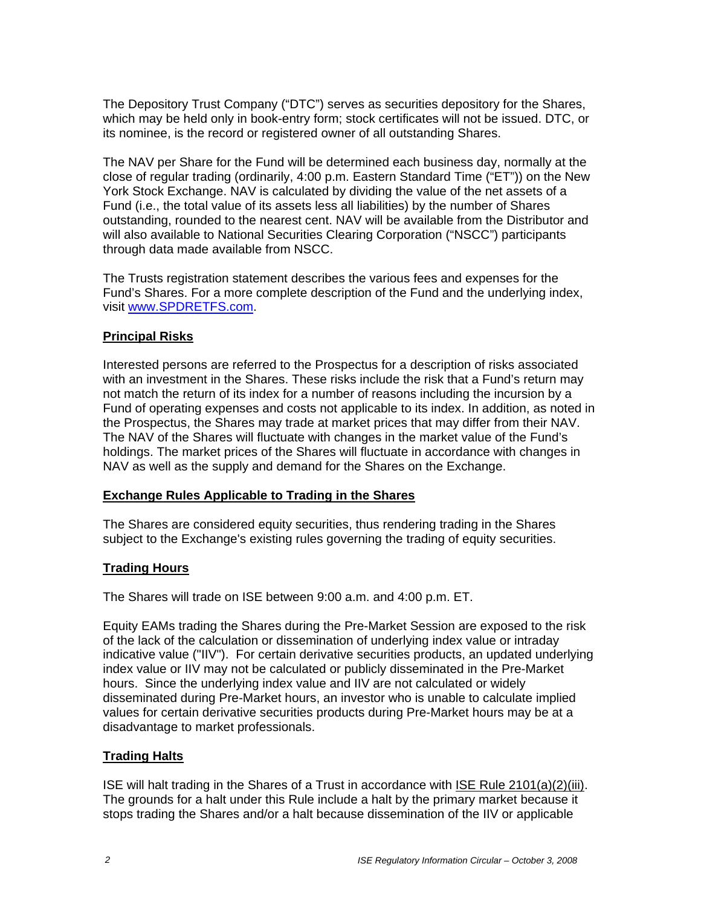The Depository Trust Company ("DTC") serves as securities depository for the Shares, which may be held only in book-entry form; stock certificates will not be issued. DTC, or its nominee, is the record or registered owner of all outstanding Shares.

The NAV per Share for the Fund will be determined each business day, normally at the close of regular trading (ordinarily, 4:00 p.m. Eastern Standard Time ("ET")) on the New York Stock Exchange. NAV is calculated by dividing the value of the net assets of a Fund (i.e., the total value of its assets less all liabilities) by the number of Shares outstanding, rounded to the nearest cent. NAV will be available from the Distributor and will also available to National Securities Clearing Corporation ("NSCC") participants through data made available from NSCC.

The Trusts registration statement describes the various fees and expenses for the Fund's Shares. For a more complete description of the Fund and the underlying index, visit www.SPDRETFS.com.

**Principal Risks**

Interested persons are referred to the Prospectus for a description of risks associated with an investment in the Shares. These risks include the risk that a Fund's return may not match the return of its index for a number of reasons including the incursion by a Fund of operating expenses and costs not applicable to its index. In addition, as noted in the Prospectus, the Shares may trade at market prices that may differ from their NAV. The NAV of the Shares will fluctuate with changes in the market value of the Fund's holdings. The market prices of the Shares will fluctuate in accordance with changes in NAV as well as the supply and demand for the Shares on the Exchange.

**Exchange Rules Applicable to Trading in the Shares**

The Shares are considered equity securities, thus rendering trading in the Shares subject to the Exchange's existing rules governing the trading of equity securities.

**Trading Hours**

The Shares will trade on ISE between 9:00 a.m. and 4:00 p.m. ET.

Equity EAMs trading the Shares during the Pre-Market Session are exposed to the risk of the lack of the calculation or dissemination of underlying index value or intraday indicative value ("IIV"). For certain derivative securities products, an updated underlying index value or IIV may not be calculated or publicly disseminated in the Pre-Market hours. Since the underlying index value and IIV are not calculated or widely disseminated during Pre-Market hours, an investor who is unable to calculate implied values for certain derivative securities products during Pre-Market hours may be at a disadvantage to market professionals.

**Trading Halts**

ISE will halt trading in the Shares of a Trust in accordance with ISE Rule 2101(a)(2)(iii). The grounds for a halt under this Rule include a halt by the primary market because it stops trading the Shares and/or a halt because dissemination of the IIV or applicable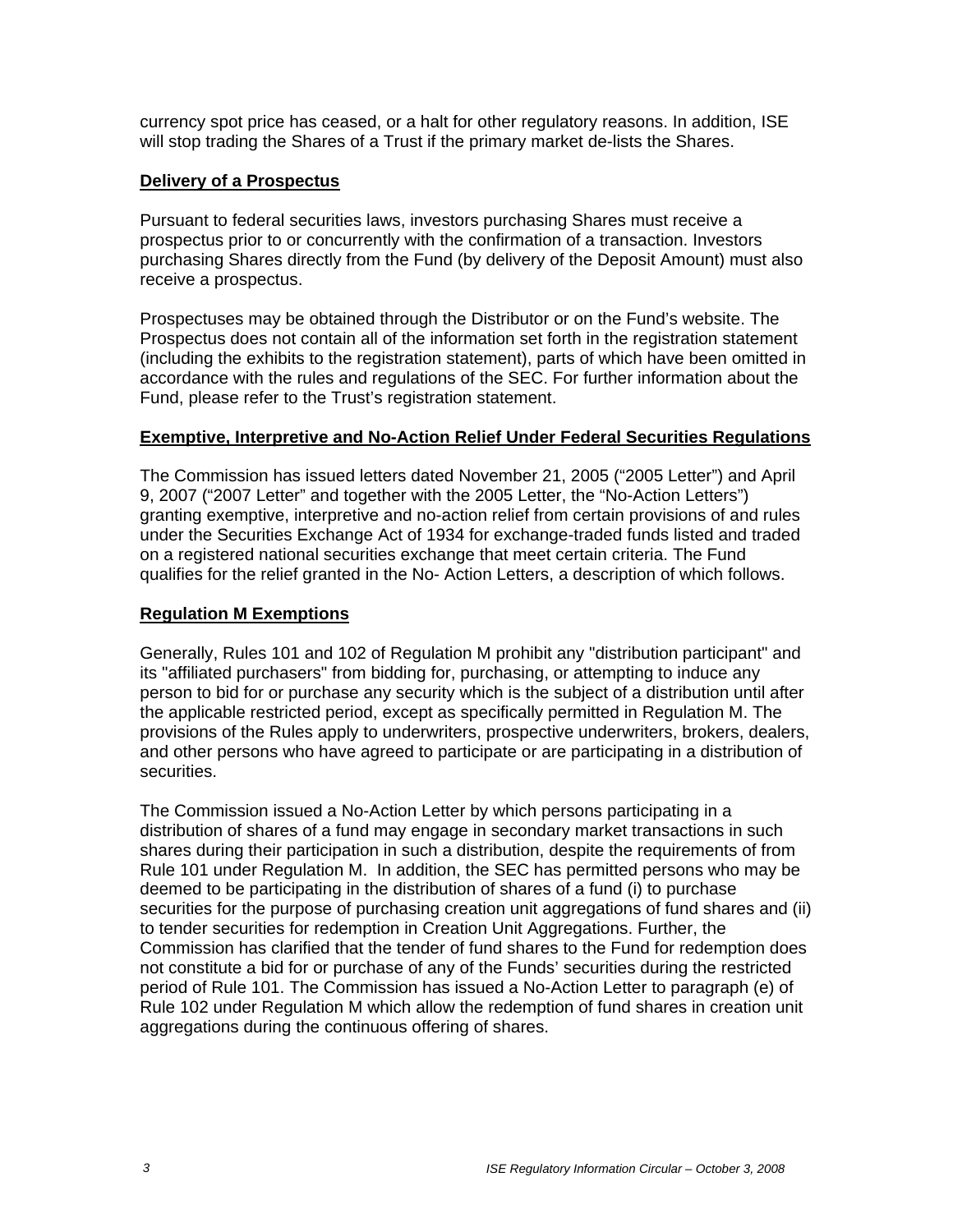currency spot price has ceased, or a halt for other regulatory reasons. In addition, ISE will stop trading the Shares of a Trust if the primary market de-lists the Shares.

**Delivery of a Prospectus**

Pursuant to federal securities laws, investors purchasing Shares must receive a prospectus prior to or concurrently with the confirmation of a transaction. Investors purchasing Shares directly from the Fund (by delivery of the Deposit Amount) must also receive a prospectus.

Prospectuses may be obtained through the Distributor or on the Fund's website. The Prospectus does not contain all of the information set forth in the registration statement (including the exhibits to the registration statement), parts of which have been omitted in accordance with the rules and regulations of the SEC. For further information about the Fund, please refer to the Trust's registration statement.

**Exemptive, Interpretive and No-Action Relief Under Federal Securities Regulations**

The Commission has issued letters dated November 21, 2005 ("2005 Letter") and April 9, 2007 ("2007 Letter" and together with the 2005 Letter, the "No-Action Letters") granting exemptive, interpretive and no-action relief from certain provisions of and rules under the Securities Exchange Act of 1934 for exchange-traded funds listed and traded on a registered national securities exchange that meet certain criteria. The Fund qualifies for the relief granted in the No- Action Letters, a description of which follows.

**Regulation M Exemptions**

Generally, Rules 101 and 102 of Regulation M prohibit any "distribution participant" and its "affiliated purchasers" from bidding for, purchasing, or attempting to induce any person to bid for or purchase any security which is the subject of a distribution until after the applicable restricted period, except as specifically permitted in Regulation M. The provisions of the Rules apply to underwriters, prospective underwriters, brokers, dealers, and other persons who have agreed to participate or are participating in a distribution of securities.

The Commission issued a No-Action Letter by which persons participating in a distribution of shares of a fund may engage in secondary market transactions in such shares during their participation in such a distribution, despite the requirements of from Rule 101 under Regulation M. In addition, the SEC has permitted persons who may be deemed to be participating in the distribution of shares of a fund (i) to purchase securities for the purpose of purchasing creation unit aggregations of fund shares and (ii) to tender securities for redemption in Creation Unit Aggregations. Further, the Commission has clarified that the tender of fund shares to the Fund for redemption does not constitute a bid for or purchase of any of the Funds' securities during the restricted period of Rule 101. The Commission has issued a No-Action Letter to paragraph (e) of Rule 102 under Regulation M which allow the redemption of fund shares in creation unit aggregations during the continuous offering of shares.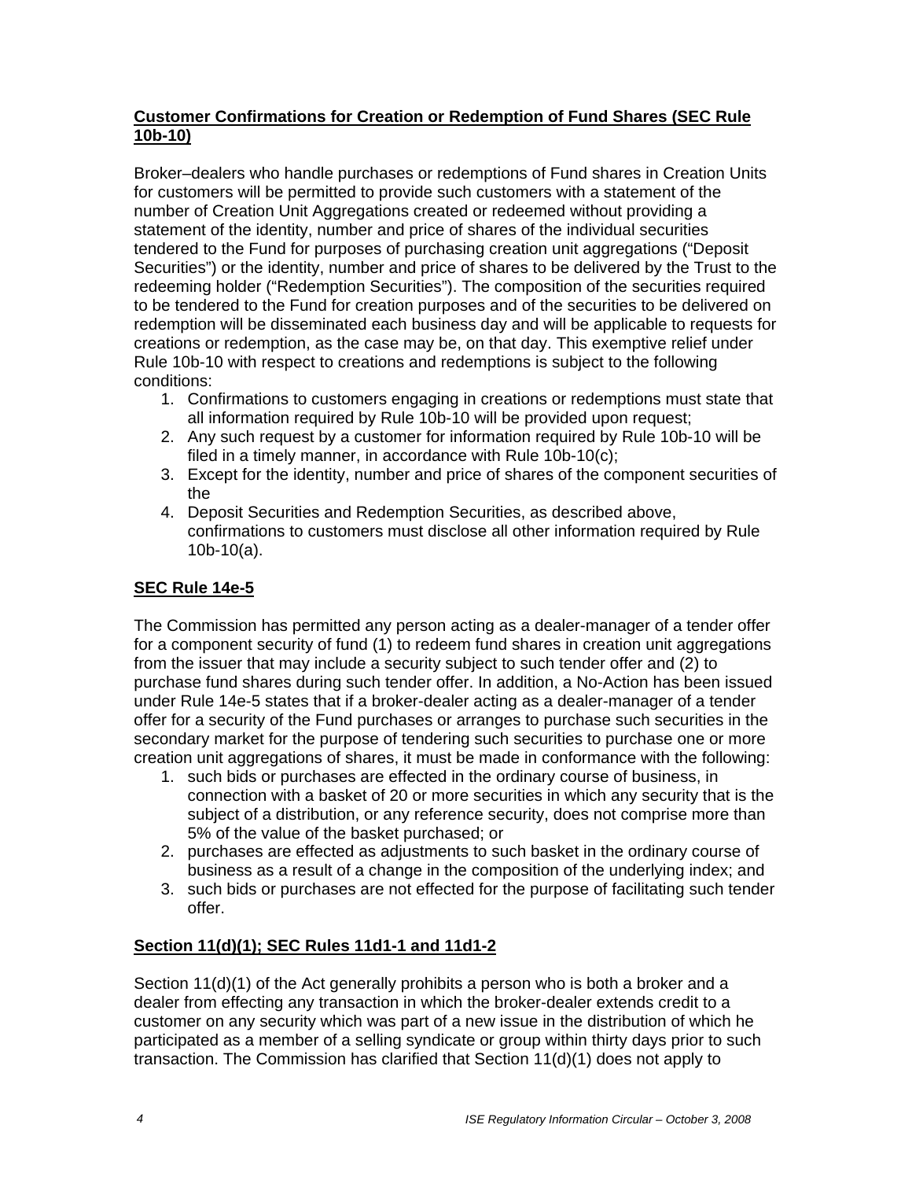**Customer Confirmations for Creation or Redemption of Fund Shares (SEC Rule 10b-10)**

Broker–dealers who handle purchases or redemptions of Fund shares in Creation Units for customers will be permitted to provide such customers with a statement of the number of Creation Unit Aggregations created or redeemed without providing a statement of the identity, number and price of shares of the individual securities tendered to the Fund for purposes of purchasing creation unit aggregations ("Deposit Securities") or the identity, number and price of shares to be delivered by the Trust to the redeeming holder ("Redemption Securities"). The composition of the securities required to be tendered to the Fund for creation purposes and of the securities to be delivered on redemption will be disseminated each business day and will be applicable to requests for creations or redemption, as the case may be, on that day. This exemptive relief under Rule 10b-10 with respect to creations and redemptions is subject to the following conditions:

1. Confirmations to customers engaging in creations or redemptions must state that all information required by Rule 10b-10 will be provided upon request;
2. Any such request by a customer for information required by Rule 10b-10 will be filed in a timely manner, in accordance with Rule 10b-10(c);
3. Except for the identity, number and price of shares of the component securities of the
4. Deposit Securities and Redemption Securities, as described above, confirmations to customers must disclose all other information required by Rule 10b-10(a).

**SEC Rule 14e-5**

The Commission has permitted any person acting as a dealer-manager of a tender offer for a component security of fund (1) to redeem fund shares in creation unit aggregations from the issuer that may include a security subject to such tender offer and (2) to purchase fund shares during such tender offer. In addition, a No-Action has been issued under Rule 14e-5 states that if a broker-dealer acting as a dealer-manager of a tender offer for a security of the Fund purchases or arranges to purchase such securities in the secondary market for the purpose of tendering such securities to purchase one or more creation unit aggregations of shares, it must be made in conformance with the following:

1. such bids or purchases are effected in the ordinary course of business, in connection with a basket of 20 or more securities in which any security that is the subject of a distribution, or any reference security, does not comprise more than 5% of the value of the basket purchased; or
2. purchases are effected as adjustments to such basket in the ordinary course of business as a result of a change in the composition of the underlying index; and
3. such bids or purchases are not effected for the purpose of facilitating such tender offer.

**Section 11(d)(1); SEC Rules 11d1-1 and 11d1-2**

Section 11(d)(1) of the Act generally prohibits a person who is both a broker and a dealer from effecting any transaction in which the broker-dealer extends credit to a customer on any security which was part of a new issue in the distribution of which he participated as a member of a selling syndicate or group within thirty days prior to such transaction. The Commission has clarified that Section 11(d)(1) does not apply to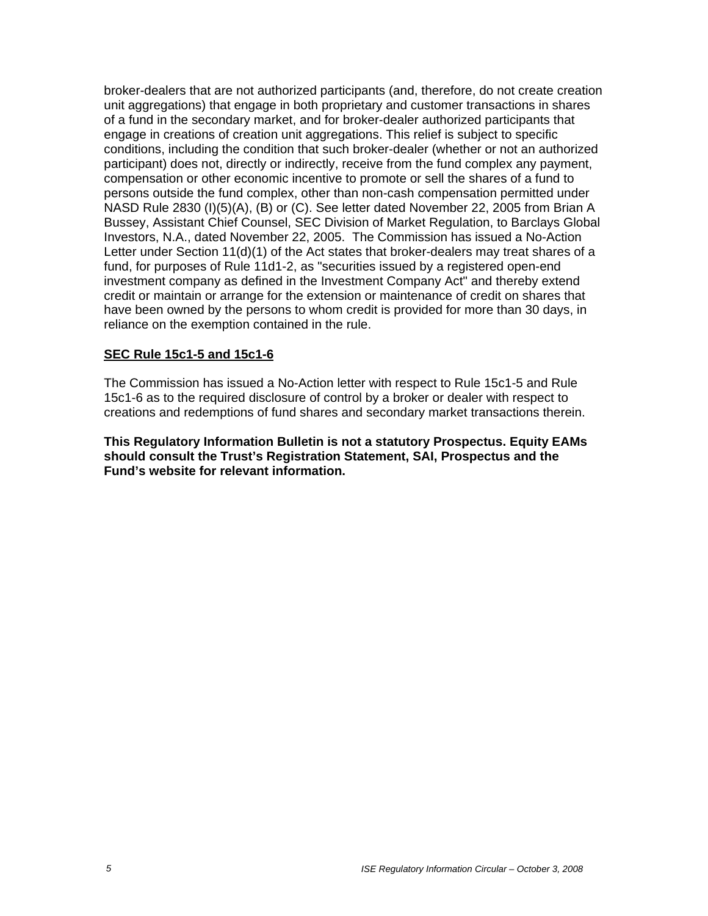broker-dealers that are not authorized participants (and, therefore, do not create creation unit aggregations) that engage in both proprietary and customer transactions in shares of a fund in the secondary market, and for broker-dealer authorized participants that engage in creations of creation unit aggregations. This relief is subject to specific conditions, including the condition that such broker-dealer (whether or not an authorized participant) does not, directly or indirectly, receive from the fund complex any payment, compensation or other economic incentive to promote or sell the shares of a fund to persons outside the fund complex, other than non-cash compensation permitted under NASD Rule 2830 (I)(5)(A), (B) or (C). See letter dated November 22, 2005 from Brian A Bussey, Assistant Chief Counsel, SEC Division of Market Regulation, to Barclays Global Investors, N.A., dated November 22, 2005. The Commission has issued a No-Action Letter under Section 11(d)(1) of the Act states that broker-dealers may treat shares of a fund, for purposes of Rule 11d1-2, as "securities issued by a registered open-end investment company as defined in the Investment Company Act" and thereby extend credit or maintain or arrange for the extension or maintenance of credit on shares that have been owned by the persons to whom credit is provided for more than 30 days, in reliance on the exemption contained in the rule.

**SEC Rule 15c1-5 and 15c1-6**

The Commission has issued a No-Action letter with respect to Rule 15c1-5 and Rule 15c1-6 as to the required disclosure of control by a broker or dealer with respect to creations and redemptions of fund shares and secondary market transactions therein.

**This Regulatory Information Bulletin is not a statutory Prospectus. Equity EAMs should consult the Trust's Registration Statement, SAI, Prospectus and the Fund's website for relevant information.**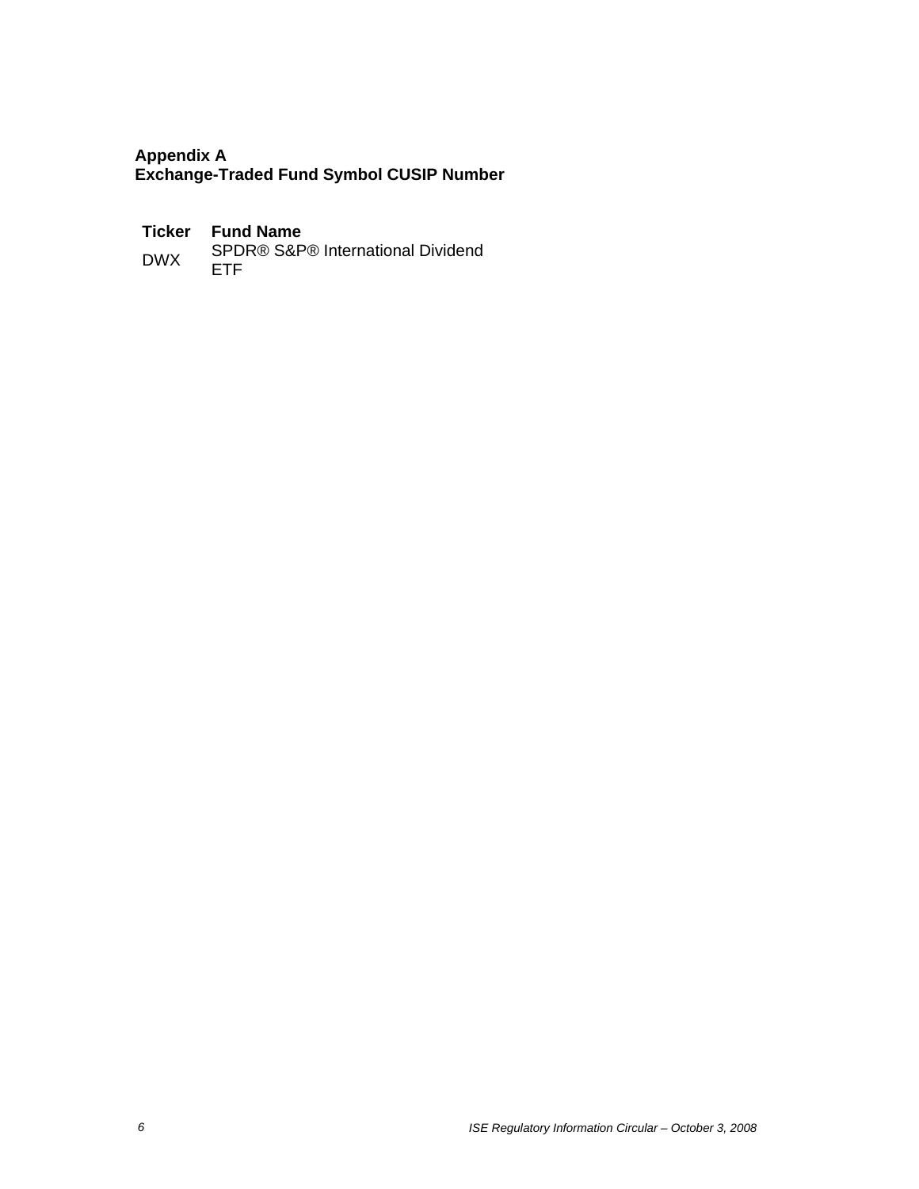**Appendix A**
**Exchange-Traded Fund Symbol CUSIP Number**

| Ticker | Fund Name |
| --- | --- |
| DWX | SPDR® S&P® International Dividend ETF |